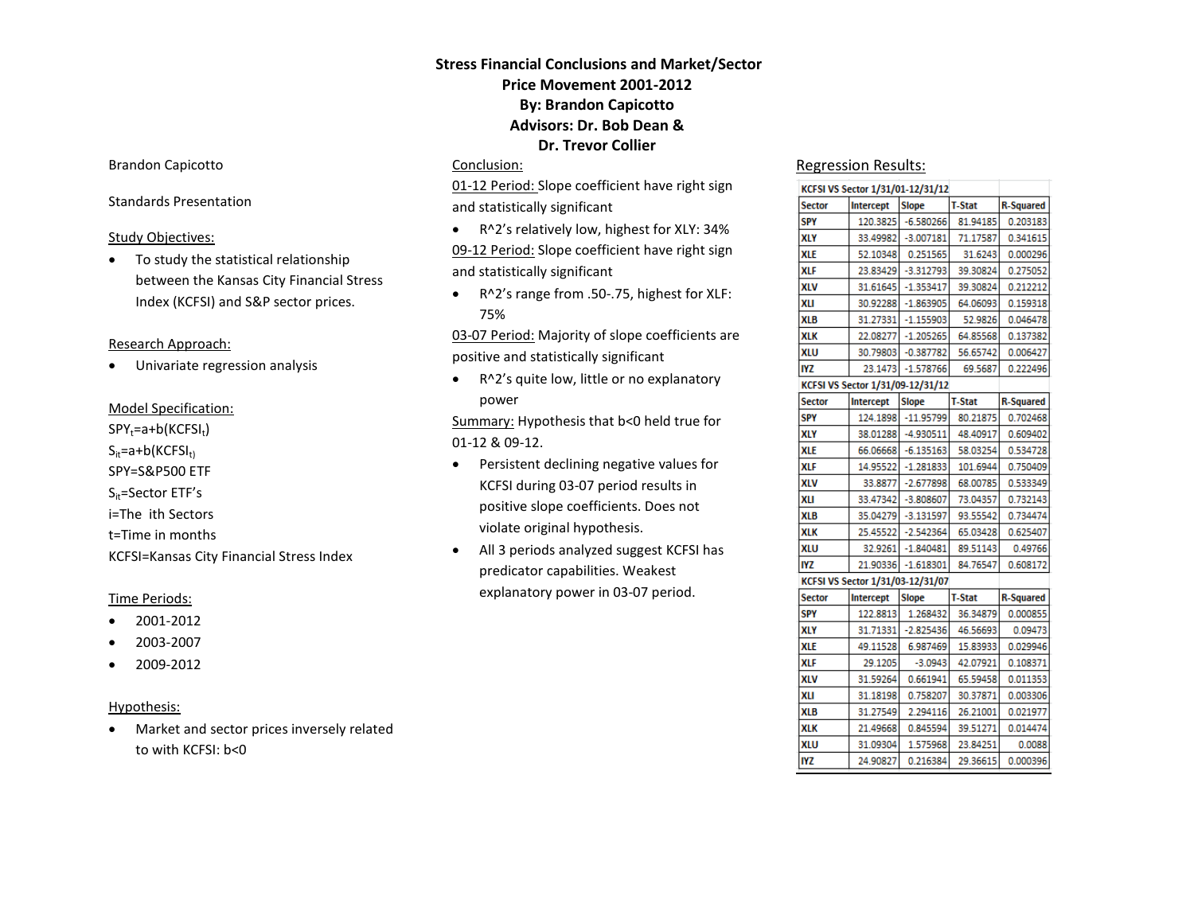# Stress Financial Conclusions and Market/Sector Price Movement 2001-2012

**By: Brandon Capicotto**

**Advisors: Dr. Bob Dean & Dr. Trevor Collier**

Brandon Capicotto

Standards Presentation

## Study Objectives:

- To study the statistical relationship between the Kansas City Financial Stress Index (KCFSI) and S&P sector prices.

## Research Approach:

- Univariate regression analysis

## Model Specification:

$SPY_t = a + b(KCFSI_t)$

$S_{it} = a + b(KCFSI_t)$

SPY=S&P500 ETF

$S_{it}$=Sector ETF's

i=The ith Sectors

t=Time in months

KCFSI=Kansas City Financial Stress Index

## Time Periods:

- 2001-2012
- 2003-2007
- 2009-2012

## Hypothesis:

- Market and sector prices inversely related to with KCFSI: $b<0$

## Conclusion:

01-12 Period: Slope coefficient have right sign and statistically significant

- R^2's relatively low, highest for XLY: 34%

09-12 Period: Slope coefficient have right sign and statistically significant

- R^2's range from .50-.75, highest for XLF: 75%

03-07 Period: Majority of slope coefficients are positive and statistically significant

- R^2's quite low, little or no explanatory power

Summary: Hypothesis that b<0 held true for 01-12 & 09-12.

- Persistent declining negative values for KCFSI during 03-07 period results in positive slope coefficients. Does not violate original hypothesis.
- All 3 periods analyzed suggest KCFSI has predicator capabilities. Weakest explanatory power in 03-07 period.

## Regression Results:

| KCFSI VS Sector 1/31/01-12/31/12 | | | | |
|---|---|---|---|---|
| Sector | Intercept | Slope | T-Stat | R-Squared |
| SPY | 120.3825 | -6.580266 | 81.94185 | 0.203183 |
| XLY | 33.49982 | -3.007181 | 71.17587 | 0.341615 |
| XLE | 52.10348 | 0.251565 | 31.6243 | 0.000296 |
| XLF | 23.83429 | -3.312793 | 39.30824 | 0.275052 |
| XLV | 31.61645 | -1.353417 | 39.30824 | 0.212212 |
| XLI | 30.92288 | -1.863905 | 64.06093 | 0.159318 |
| XLB | 31.27331 | -1.155903 | 52.9826 | 0.046478 |
| XLK | 22.08277 | -1.205265 | 64.85568 | 0.137382 |
| XLU | 30.79803 | -0.387782 | 56.65742 | 0.006427 |
| IYZ | 23.1473 | -1.578766 | 69.5687 | 0.222496 |
| **KCFSI VS Sector 1/31/09-12/31/12** | | | | |
| Sector | Intercept | Slope | T-Stat | R-Squared |
| SPY | 124.1898 | -11.95799 | 80.21875 | 0.702468 |
| XLY | 38.01288 | -4.930511 | 48.40917 | 0.609402 |
| XLE | 66.06668 | -6.135163 | 58.03254 | 0.534728 |
| XLF | 14.95522 | -1.281833 | 101.6944 | 0.750409 |
| XLV | 33.8877 | -2.677898 | 68.00785 | 0.533349 |
| XLI | 33.47342 | -3.808607 | 73.04357 | 0.732143 |
| XLB | 35.04279 | -3.131597 | 93.55542 | 0.734474 |
| XLK | 25.45522 | -2.542364 | 65.03428 | 0.625407 |
| XLU | 32.9261 | -1.840481 | 89.51143 | 0.49766 |
| IYZ | 21.90336 | -1.618301 | 84.76547 | 0.608172 |
| **KCFSI VS Sector 1/31/03-12/31/07** | | | | |
| Sector | Intercept | Slope | T-Stat | R-Squared |
| SPY | 122.8813 | 1.268432 | 36.34879 | 0.000855 |
| XLY | 31.71331 | -2.825436 | 46.56693 | 0.09473 |
| XLE | 49.11528 | 6.987469 | 15.83933 | 0.029946 |
| XLF | 29.1205 | -3.0943 | 42.07921 | 0.108371 |
| XLV | 31.59264 | 0.661941 | 65.59458 | 0.011353 |
| XLI | 31.18198 | 0.758207 | 30.37871 | 0.003306 |
| XLB | 31.27549 | 2.294116 | 26.21001 | 0.021977 |
| XLK | 21.49668 | 0.845594 | 39.51271 | 0.014474 |
| XLU | 31.09304 | 1.575968 | 23.84251 | 0.0088 |
| IYZ | 24.90827 | 0.216384 | 29.36615 | 0.000396 |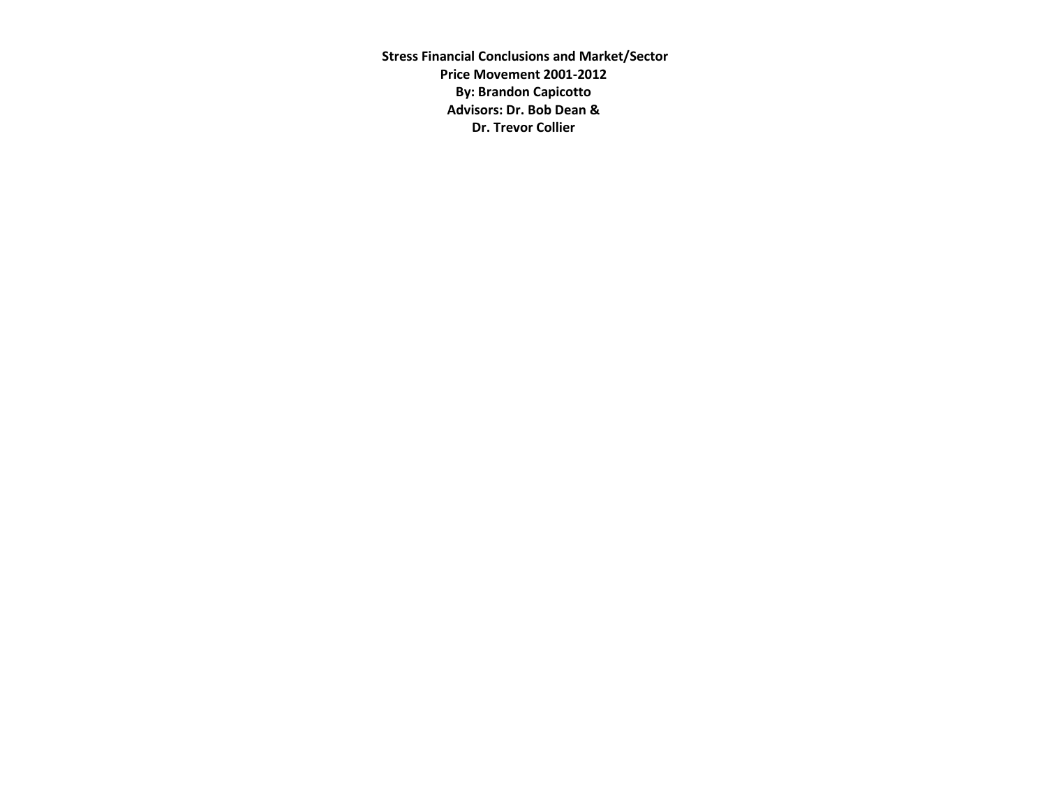**Stress Financial Conclusions and Market/Sector Price Movement 2001-2012**

**By: Brandon Capicotto**

**Advisors: Dr. Bob Dean & Dr. Trevor Collier**